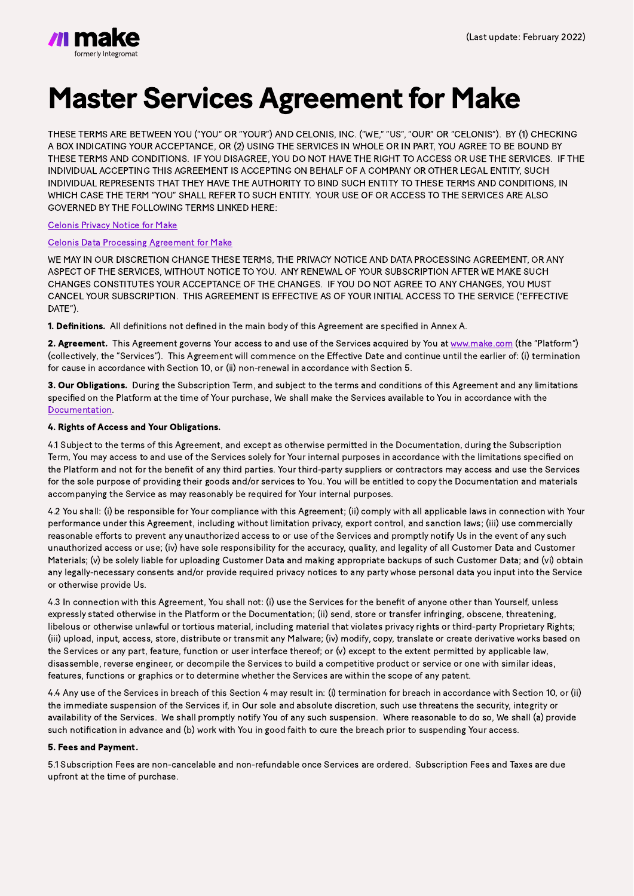make
formerly Integromat

(Last update: February 2022)

# Master Services Agreement for Make

THESE TERMS ARE BETWEEN YOU ("YOU" OR "YOUR") AND CELONIS, INC. ("WE," "US", "OUR" OR "CELONIS"). BY (1) CHECKING A BOX INDICATING YOUR ACCEPTANCE, OR (2) USING THE SERVICES IN WHOLE OR IN PART, YOU AGREE TO BE BOUND BY THESE TERMS AND CONDITIONS. IF YOU DISAGREE, YOU DO NOT HAVE THE RIGHT TO ACCESS OR USE THE SERVICES. IF THE INDIVIDUAL ACCEPTING THIS AGREEMENT IS ACCEPTING ON BEHALF OF A COMPANY OR OTHER LEGAL ENTITY, SUCH INDIVIDUAL REPRESENTS THAT THEY HAVE THE AUTHORITY TO BIND SUCH ENTITY TO THESE TERMS AND CONDITIONS, IN WHICH CASE THE TERM "YOU" SHALL REFER TO SUCH ENTITY. YOUR USE OF OR ACCESS TO THE SERVICES ARE ALSO GOVERNED BY THE FOLLOWING TERMS LINKED HERE:

Celonis Privacy Notice for Make

Celonis Data Processing Agreement for Make

WE MAY IN OUR DISCRETION CHANGE THESE TERMS, THE PRIVACY NOTICE AND DATA PROCESSING AGREEMENT, OR ANY ASPECT OF THE SERVICES, WITHOUT NOTICE TO YOU. ANY RENEWAL OF YOUR SUBSCRIPTION AFTER WE MAKE SUCH CHANGES CONSTITUTES YOUR ACCEPTANCE OF THE CHANGES. IF YOU DO NOT AGREE TO ANY CHANGES, YOU MUST CANCEL YOUR SUBSCRIPTION. THIS AGREEMENT IS EFFECTIVE AS OF YOUR INITIAL ACCESS TO THE SERVICE ("EFFECTIVE DATE").

**1. Definitions.** All definitions not defined in the main body of this Agreement are specified in Annex A.

**2. Agreement.** This Agreement governs Your access to and use of the Services acquired by You at www.make.com (the "Platform") (collectively, the "Services"). This Agreement will commence on the Effective Date and continue until the earlier of: (i) termination for cause in accordance with Section 10, or (ii) non-renewal in accordance with Section 5.

**3. Our Obligations.** During the Subscription Term, and subject to the terms and conditions of this Agreement and any limitations specified on the Platform at the time of Your purchase, We shall make the Services available to You in accordance with the Documentation.

**4. Rights of Access and Your Obligations.**

4.1 Subject to the terms of this Agreement, and except as otherwise permitted in the Documentation, during the Subscription Term, You may access to and use of the Services solely for Your internal purposes in accordance with the limitations specified on the Platform and not for the benefit of any third parties. Your third-party suppliers or contractors may access and use the Services for the sole purpose of providing their goods and/or services to You. You will be entitled to copy the Documentation and materials accompanying the Service as may reasonably be required for Your internal purposes.

4.2 You shall: (i) be responsible for Your compliance with this Agreement; (ii) comply with all applicable laws in connection with Your performance under this Agreement, including without limitation privacy, export control, and sanction laws; (iii) use commercially reasonable efforts to prevent any unauthorized access to or use of the Services and promptly notify Us in the event of any such unauthorized access or use; (iv) have sole responsibility for the accuracy, quality, and legality of all Customer Data and Customer Materials; (v) be solely liable for uploading Customer Data and making appropriate backups of such Customer Data; and (vi) obtain any legally-necessary consents and/or provide required privacy notices to any party whose personal data you input into the Service or otherwise provide Us.

4.3 In connection with this Agreement, You shall not: (i) use the Services for the benefit of anyone other than Yourself, unless expressly stated otherwise in the Platform or the Documentation; (ii) send, store or transfer infringing, obscene, threatening, libelous or otherwise unlawful or tortious material, including material that violates privacy rights or third-party Proprietary Rights; (iii) upload, input, access, store, distribute or transmit any Malware; (iv) modify, copy, translate or create derivative works based on the Services or any part, feature, function or user interface thereof; or (v) except to the extent permitted by applicable law, disassemble, reverse engineer, or decompile the Services to build a competitive product or service or one with similar ideas, features, functions or graphics or to determine whether the Services are within the scope of any patent.

4.4 Any use of the Services in breach of this Section 4 may result in: (i) termination for breach in accordance with Section 10, or (ii) the immediate suspension of the Services if, in Our sole and absolute discretion, such use threatens the security, integrity or availability of the Services. We shall promptly notify You of any such suspension. Where reasonable to do so, We shall (a) provide such notification in advance and (b) work with You in good faith to cure the breach prior to suspending Your access.

**5. Fees and Payment.**

5.1 Subscription Fees are non-cancelable and non-refundable once Services are ordered. Subscription Fees and Taxes are due upfront at the time of purchase.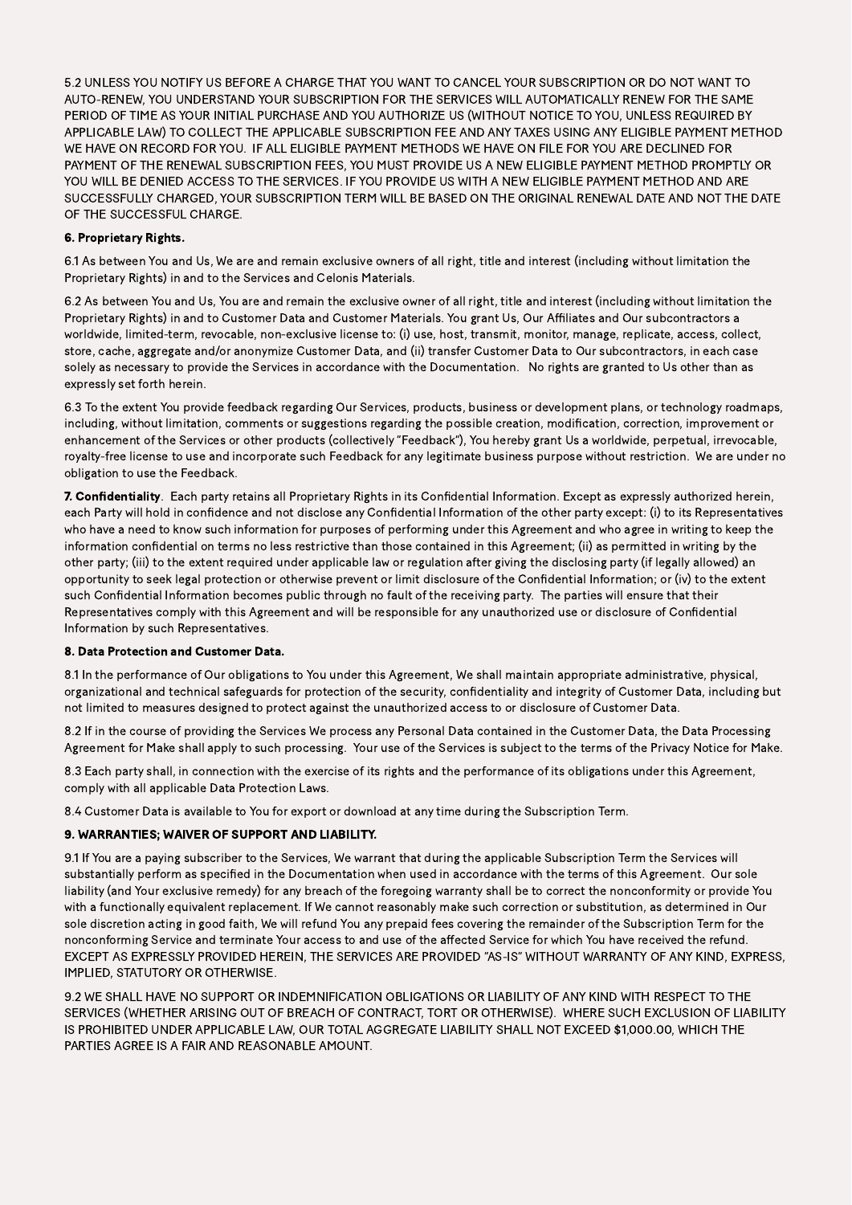5.2 UNLESS YOU NOTIFY US BEFORE A CHARGE THAT YOU WANT TO CANCEL YOUR SUBSCRIPTION OR DO NOT WANT TO AUTO-RENEW, YOU UNDERSTAND YOUR SUBSCRIPTION FOR THE SERVICES WILL AUTOMATICALLY RENEW FOR THE SAME PERIOD OF TIME AS YOUR INITIAL PURCHASE AND YOU AUTHORIZE US (WITHOUT NOTICE TO YOU, UNLESS REQUIRED BY APPLICABLE LAW) TO COLLECT THE APPLICABLE SUBSCRIPTION FEE AND ANY TAXES USING ANY ELIGIBLE PAYMENT METHOD WE HAVE ON RECORD FOR YOU. IF ALL ELIGIBLE PAYMENT METHODS WE HAVE ON FILE FOR YOU ARE DECLINED FOR PAYMENT OF THE RENEWAL SUBSCRIPTION FEES, YOU MUST PROVIDE US A NEW ELIGIBLE PAYMENT METHOD PROMPTLY OR YOU WILL BE DENIED ACCESS TO THE SERVICES. IF YOU PROVIDE US WITH A NEW ELIGIBLE PAYMENT METHOD AND ARE SUCCESSFULLY CHARGED, YOUR SUBSCRIPTION TERM WILL BE BASED ON THE ORIGINAL RENEWAL DATE AND NOT THE DATE OF THE SUCCESSFUL CHARGE.

**6. Proprietary Rights.**

6.1 As between You and Us, We are and remain exclusive owners of all right, title and interest (including without limitation the Proprietary Rights) in and to the Services and Celonis Materials.

6.2 As between You and Us, You are and remain the exclusive owner of all right, title and interest (including without limitation the Proprietary Rights) in and to Customer Data and Customer Materials. You grant Us, Our Affiliates and Our subcontractors a worldwide, limited-term, revocable, non-exclusive license to: (i) use, host, transmit, monitor, manage, replicate, access, collect, store, cache, aggregate and/or anonymize Customer Data, and (ii) transfer Customer Data to Our subcontractors, in each case solely as necessary to provide the Services in accordance with the Documentation. No rights are granted to Us other than as expressly set forth herein.

6.3 To the extent You provide feedback regarding Our Services, products, business or development plans, or technology roadmaps, including, without limitation, comments or suggestions regarding the possible creation, modification, correction, improvement or enhancement of the Services or other products (collectively "Feedback"), You hereby grant Us a worldwide, perpetual, irrevocable, royalty-free license to use and incorporate such Feedback for any legitimate business purpose without restriction. We are under no obligation to use the Feedback.

**7. Confidentiality**. Each party retains all Proprietary Rights in its Confidential Information. Except as expressly authorized herein, each Party will hold in confidence and not disclose any Confidential Information of the other party except: (i) to its Representatives who have a need to know such information for purposes of performing under this Agreement and who agree in writing to keep the information confidential on terms no less restrictive than those contained in this Agreement; (ii) as permitted in writing by the other party; (iii) to the extent required under applicable law or regulation after giving the disclosing party (if legally allowed) an opportunity to seek legal protection or otherwise prevent or limit disclosure of the Confidential Information; or (iv) to the extent such Confidential Information becomes public through no fault of the receiving party. The parties will ensure that their Representatives comply with this Agreement and will be responsible for any unauthorized use or disclosure of Confidential Information by such Representatives.

**8. Data Protection and Customer Data.**

8.1 In the performance of Our obligations to You under this Agreement, We shall maintain appropriate administrative, physical, organizational and technical safeguards for protection of the security, confidentiality and integrity of Customer Data, including but not limited to measures designed to protect against the unauthorized access to or disclosure of Customer Data.

8.2 If in the course of providing the Services We process any Personal Data contained in the Customer Data, the Data Processing Agreement for Make shall apply to such processing. Your use of the Services is subject to the terms of the Privacy Notice for Make.

8.3 Each party shall, in connection with the exercise of its rights and the performance of its obligations under this Agreement, comply with all applicable Data Protection Laws.

8.4 Customer Data is available to You for export or download at any time during the Subscription Term.

**9. WARRANTIES; WAIVER OF SUPPORT AND LIABILITY.**

9.1 If You are a paying subscriber to the Services, We warrant that during the applicable Subscription Term the Services will substantially perform as specified in the Documentation when used in accordance with the terms of this Agreement. Our sole liability (and Your exclusive remedy) for any breach of the foregoing warranty shall be to correct the nonconformity or provide You with a functionally equivalent replacement. If We cannot reasonably make such correction or substitution, as determined in Our sole discretion acting in good faith, We will refund You any prepaid fees covering the remainder of the Subscription Term for the nonconforming Service and terminate Your access to and use of the affected Service for which You have received the refund. EXCEPT AS EXPRESSLY PROVIDED HEREIN, THE SERVICES ARE PROVIDED "AS-IS" WITHOUT WARRANTY OF ANY KIND, EXPRESS, IMPLIED, STATUTORY OR OTHERWISE.

9.2 WE SHALL HAVE NO SUPPORT OR INDEMNIFICATION OBLIGATIONS OR LIABILITY OF ANY KIND WITH RESPECT TO THE SERVICES (WHETHER ARISING OUT OF BREACH OF CONTRACT, TORT OR OTHERWISE). WHERE SUCH EXCLUSION OF LIABILITY IS PROHIBITED UNDER APPLICABLE LAW, OUR TOTAL AGGREGATE LIABILITY SHALL NOT EXCEED $1,000.00, WHICH THE PARTIES AGREE IS A FAIR AND REASONABLE AMOUNT.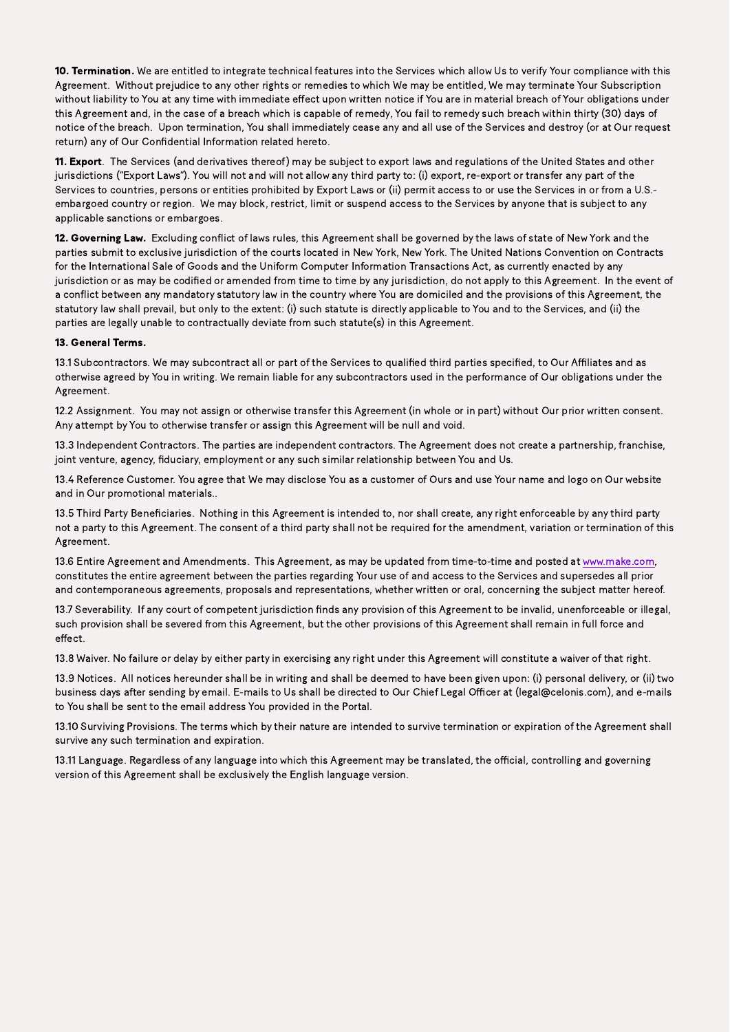**10. Termination.** We are entitled to integrate technical features into the Services which allow Us to verify Your compliance with this Agreement. Without prejudice to any other rights or remedies to which We may be entitled, We may terminate Your Subscription without liability to You at any time with immediate effect upon written notice if You are in material breach of Your obligations under this Agreement and, in the case of a breach which is capable of remedy, You fail to remedy such breach within thirty (30) days of notice of the breach. Upon termination, You shall immediately cease any and all use of the Services and destroy (or at Our request return) any of Our Confidential Information related hereto.

**11. Export**. The Services (and derivatives thereof) may be subject to export laws and regulations of the United States and other jurisdictions ("Export Laws"). You will not and will not allow any third party to: (i) export, re-export or transfer any part of the Services to countries, persons or entities prohibited by Export Laws or (ii) permit access to or use the Services in or from a U.S.-embargoed country or region. We may block, restrict, limit or suspend access to the Services by anyone that is subject to any applicable sanctions or embargoes.

**12. Governing Law.** Excluding conflict of laws rules, this Agreement shall be governed by the laws of state of New York and the parties submit to exclusive jurisdiction of the courts located in New York, New York. The United Nations Convention on Contracts for the International Sale of Goods and the Uniform Computer Information Transactions Act, as currently enacted by any jurisdiction or as may be codified or amended from time to time by any jurisdiction, do not apply to this Agreement. In the event of a conflict between any mandatory statutory law in the country where You are domiciled and the provisions of this Agreement, the statutory law shall prevail, but only to the extent: (i) such statute is directly applicable to You and to the Services, and (ii) the parties are legally unable to contractually deviate from such statute(s) in this Agreement.

**13. General Terms.**

13.1 Subcontractors. We may subcontract all or part of the Services to qualified third parties specified, to Our Affiliates and as otherwise agreed by You in writing. We remain liable for any subcontractors used in the performance of Our obligations under the Agreement.

12.2 Assignment. You may not assign or otherwise transfer this Agreement (in whole or in part) without Our prior written consent. Any attempt by You to otherwise transfer or assign this Agreement will be null and void.

13.3 Independent Contractors. The parties are independent contractors. The Agreement does not create a partnership, franchise, joint venture, agency, fiduciary, employment or any such similar relationship between You and Us.

13.4 Reference Customer. You agree that We may disclose You as a customer of Ours and use Your name and logo on Our website and in Our promotional materials..

13.5 Third Party Beneficiaries. Nothing in this Agreement is intended to, nor shall create, any right enforceable by any third party not a party to this Agreement. The consent of a third party shall not be required for the amendment, variation or termination of this Agreement.

13.6 Entire Agreement and Amendments. This Agreement, as may be updated from time-to-time and posted at www.make.com, constitutes the entire agreement between the parties regarding Your use of and access to the Services and supersedes all prior and contemporaneous agreements, proposals and representations, whether written or oral, concerning the subject matter hereof.

13.7 Severability. If any court of competent jurisdiction finds any provision of this Agreement to be invalid, unenforceable or illegal, such provision shall be severed from this Agreement, but the other provisions of this Agreement shall remain in full force and effect.

13.8 Waiver. No failure or delay by either party in exercising any right under this Agreement will constitute a waiver of that right.

13.9 Notices. All notices hereunder shall be in writing and shall be deemed to have been given upon: (i) personal delivery, or (ii) two business days after sending by email. E-mails to Us shall be directed to Our Chief Legal Officer at (legal@celonis.com), and e-mails to You shall be sent to the email address You provided in the Portal.

13.10 Surviving Provisions. The terms which by their nature are intended to survive termination or expiration of the Agreement shall survive any such termination and expiration.

13.11 Language. Regardless of any language into which this Agreement may be translated, the official, controlling and governing version of this Agreement shall be exclusively the English language version.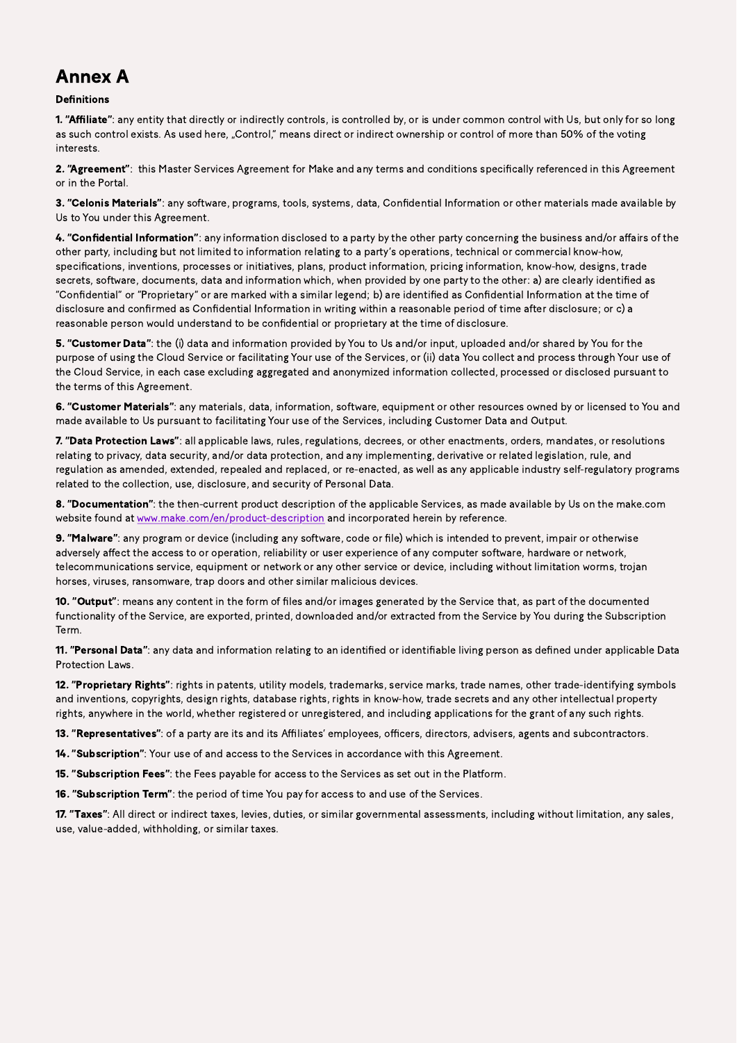# Annex A

**Definitions**

**1. "Affiliate"**: any entity that directly or indirectly controls, is controlled by, or is under common control with Us, but only for so long as such control exists. As used here, „Control," means direct or indirect ownership or control of more than 50% of the voting interests.

**2. "Agreement"**: this Master Services Agreement for Make and any terms and conditions specifically referenced in this Agreement or in the Portal.

**3. "Celonis Materials"**: any software, programs, tools, systems, data, Confidential Information or other materials made available by Us to You under this Agreement.

**4. "Confidential Information"**: any information disclosed to a party by the other party concerning the business and/or affairs of the other party, including but not limited to information relating to a party's operations, technical or commercial know-how, specifications, inventions, processes or initiatives, plans, product information, pricing information, know-how, designs, trade secrets, software, documents, data and information which, when provided by one party to the other: a) are clearly identified as "Confidential" or "Proprietary" or are marked with a similar legend; b) are identified as Confidential Information at the time of disclosure and confirmed as Confidential Information in writing within a reasonable period of time after disclosure; or c) a reasonable person would understand to be confidential or proprietary at the time of disclosure.

**5. "Customer Data"**: the (i) data and information provided by You to Us and/or input, uploaded and/or shared by You for the purpose of using the Cloud Service or facilitating Your use of the Services, or (ii) data You collect and process through Your use of the Cloud Service, in each case excluding aggregated and anonymized information collected, processed or disclosed pursuant to the terms of this Agreement.

**6. "Customer Materials"**: any materials, data, information, software, equipment or other resources owned by or licensed to You and made available to Us pursuant to facilitating Your use of the Services, including Customer Data and Output.

**7. "Data Protection Laws"**: all applicable laws, rules, regulations, decrees, or other enactments, orders, mandates, or resolutions relating to privacy, data security, and/or data protection, and any implementing, derivative or related legislation, rule, and regulation as amended, extended, repealed and replaced, or re-enacted, as well as any applicable industry self-regulatory programs related to the collection, use, disclosure, and security of Personal Data.

**8. "Documentation"**: the then-current product description of the applicable Services, as made available by Us on the make.com website found at [www.make.com/en/product-description](www.make.com/en/product-description) and incorporated herein by reference.

**9. "Malware"**: any program or device (including any software, code or file) which is intended to prevent, impair or otherwise adversely affect the access to or operation, reliability or user experience of any computer software, hardware or network, telecommunications service, equipment or network or any other service or device, including without limitation worms, trojan horses, viruses, ransomware, trap doors and other similar malicious devices.

**10. "Output"**: means any content in the form of files and/or images generated by the Service that, as part of the documented functionality of the Service, are exported, printed, downloaded and/or extracted from the Service by You during the Subscription Term.

**11. "Personal Data"**: any data and information relating to an identified or identifiable living person as defined under applicable Data Protection Laws.

**12. "Proprietary Rights"**: rights in patents, utility models, trademarks, service marks, trade names, other trade-identifying symbols and inventions, copyrights, design rights, database rights, rights in know-how, trade secrets and any other intellectual property rights, anywhere in the world, whether registered or unregistered, and including applications for the grant of any such rights.

**13. "Representatives"**: of a party are its and its Affiliates' employees, officers, directors, advisers, agents and subcontractors.

**14. "Subscription"**: Your use of and access to the Services in accordance with this Agreement.

**15. "Subscription Fees"**: the Fees payable for access to the Services as set out in the Platform.

**16. "Subscription Term"**: the period of time You pay for access to and use of the Services.

**17. "Taxes"**: All direct or indirect taxes, levies, duties, or similar governmental assessments, including without limitation, any sales, use, value-added, withholding, or similar taxes.